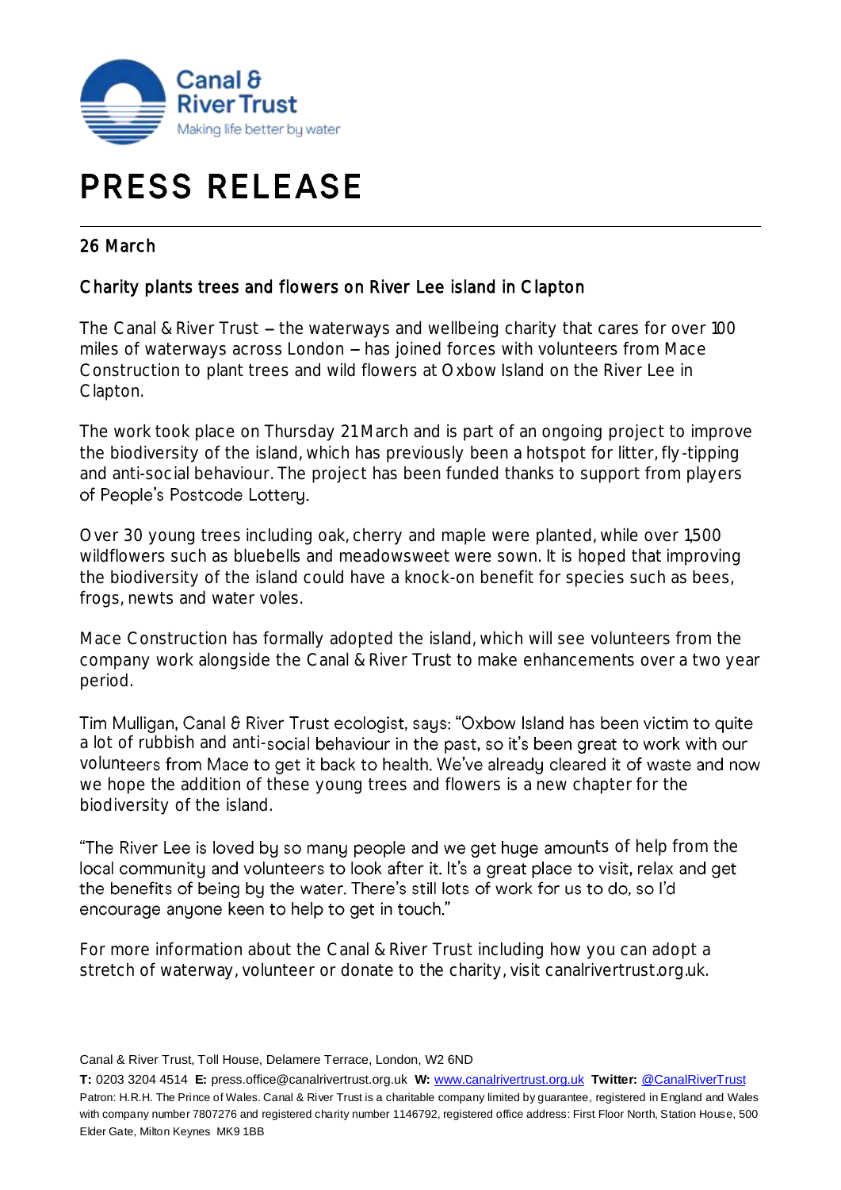Canal & River Trust
Making life better by water

# PRESS RELEASE

26 March

## Charity plants trees and flowers on River Lee island in Clapton

The Canal & River Trust – the waterways and wellbeing charity that cares for over 100 miles of waterways across London – has joined forces with volunteers from Mace Construction to plant trees and wild flowers at Oxbow Island on the River Lee in Clapton.

The work took place on Thursday 21 March and is part of an ongoing project to improve the biodiversity of the island, which has previously been a hotspot for litter, fly-tipping and anti-social behaviour. The project has been funded thanks to support from players of People's Postcode Lottery.

Over 30 young trees including oak, cherry and maple were planted, while over 1,500 wildflowers such as bluebells and meadowsweet were sown. It is hoped that improving the biodiversity of the island could have a knock-on benefit for species such as bees, frogs, newts and water voles.

Mace Construction has formally adopted the island, which will see volunteers from the company work alongside the Canal & River Trust to make enhancements over a two year period.

Tim Mulligan, Canal & River Trust ecologist, says: "Oxbow Island has been victim to quite a lot of rubbish and anti-social behaviour in the past, so it's been great to work with our volunteers from Mace to get it back to health. We've already cleared it of waste and now we hope the addition of these young trees and flowers is a new chapter for the biodiversity of the island.

"The River Lee is loved by so many people and we get huge amounts of help from the local community and volunteers to look after it. It's a great place to visit, relax and get the benefits of being by the water. There's still lots of work for us to do, so I'd encourage anyone keen to help to get in touch."

For more information about the Canal & River Trust including how you can adopt a stretch of waterway, volunteer or donate to the charity, visit canalrivertrust.org.uk.

Canal & River Trust, Toll House, Delamere Terrace, London, W2 6ND

**T:** 0203 3204 4514 **E:** press.office@canalrivertrust.org.uk **W:** www.canalrivertrust.org.uk **Twitter:** @CanalRiverTrust
Patron: H.R.H. The Prince of Wales. Canal & River Trust is a charitable company limited by guarantee, registered in England and Wales with company number 7807276 and registered charity number 1146792, registered office address: First Floor North, Station House, 500 Elder Gate, Milton Keynes MK9 1BB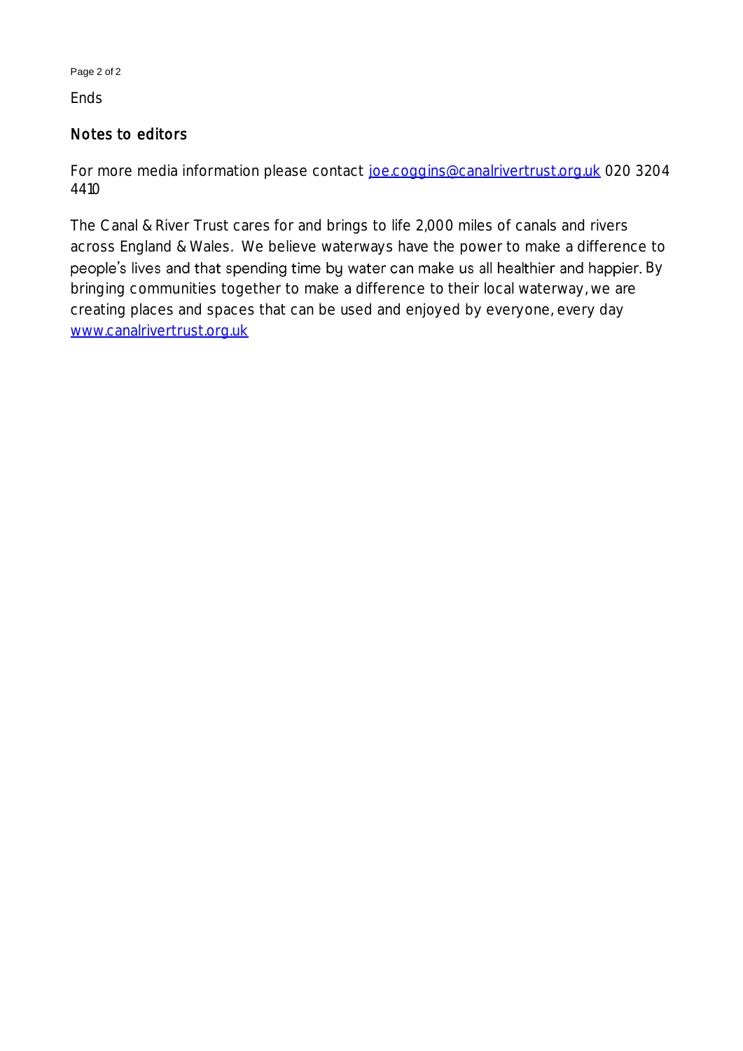Ends

## Notes to editors

For more media information please contact joe.coggins@canalrivertrust.org.uk 020 3204 4410

The Canal & River Trust cares for and brings to life 2,000 miles of canals and rivers across England & Wales. We believe waterways have the power to make a difference to people's lives and that spending time by water can make us all healthier and happier. By bringing communities together to make a difference to their local waterway, we are creating places and spaces that can be used and enjoyed by everyone, every day www.canalrivertrust.org.uk